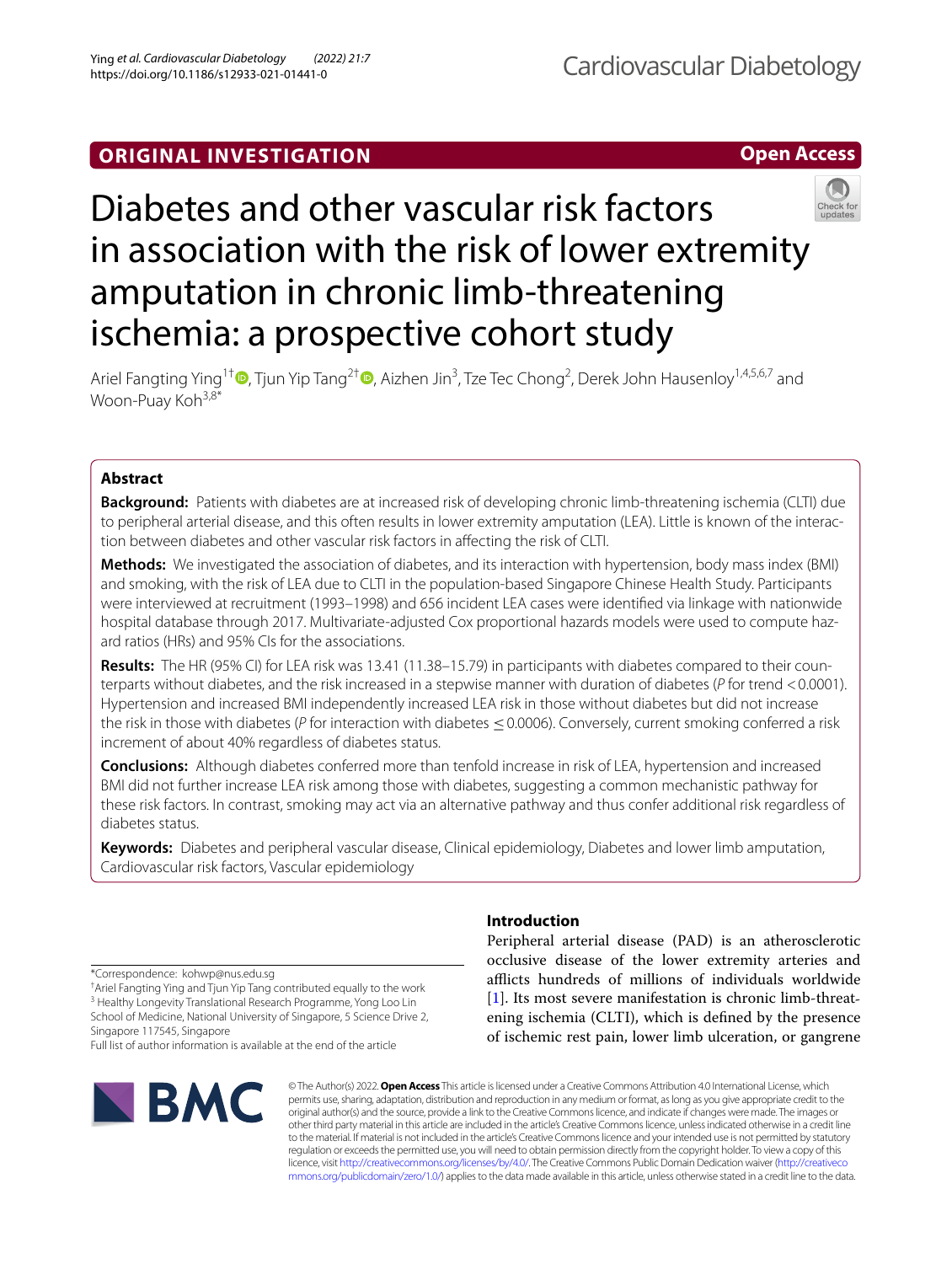ORIGINAL INVESTIGATION

Open Access

# Diabetes and other vascular risk factors in association with the risk of lower extremity amputation in chronic limb-threatening ischemia: a prospective cohort study

Ariel Fangting Ying[1†], Tjun Yip Tang[2†], Aizhen Jin[3], Tze Tec Chong[2], Derek John Hausenloy[1,4,5,6,7] and Woon-Puay Koh[3,8*]

## Abstract

**Background:** Patients with diabetes are at increased risk of developing chronic limb-threatening ischemia (CLTI) due to peripheral arterial disease, and this often results in lower extremity amputation (LEA). Little is known of the interaction between diabetes and other vascular risk factors in affecting the risk of CLTI.

**Methods:** We investigated the association of diabetes, and its interaction with hypertension, body mass index (BMI) and smoking, with the risk of LEA due to CLTI in the population-based Singapore Chinese Health Study. Participants were interviewed at recruitment (1993–1998) and 656 incident LEA cases were identified via linkage with nationwide hospital database through 2017. Multivariate-adjusted Cox proportional hazards models were used to compute hazard ratios (HRs) and 95% CIs for the associations.

**Results:** The HR (95% CI) for LEA risk was 13.41 (11.38–15.79) in participants with diabetes compared to their counterparts without diabetes, and the risk increased in a stepwise manner with duration of diabetes (*P* for trend < 0.0001). Hypertension and increased BMI independently increased LEA risk in those without diabetes but did not increase the risk in those with diabetes (*P* for interaction with diabetes ≤ 0.0006). Conversely, current smoking conferred a risk increment of about 40% regardless of diabetes status.

**Conclusions:** Although diabetes conferred more than tenfold increase in risk of LEA, hypertension and increased BMI did not further increase LEA risk among those with diabetes, suggesting a common mechanistic pathway for these risk factors. In contrast, smoking may act via an alternative pathway and thus confer additional risk regardless of diabetes status.

**Keywords:** Diabetes and peripheral vascular disease, Clinical epidemiology, Diabetes and lower limb amputation, Cardiovascular risk factors, Vascular epidemiology

## Introduction

Peripheral arterial disease (PAD) is an atherosclerotic occlusive disease of the lower extremity arteries and afflicts hundreds of millions of individuals worldwide [1]. Its most severe manifestation is chronic limb-threatening ischemia (CLTI), which is defined by the presence of ischemic rest pain, lower limb ulceration, or gangrene

*Correspondence: kohwp@nus.edu.sg

†Ariel Fangting Ying and Tjun Yip Tang contributed equally to the work

[3] Healthy Longevity Translational Research Programme, Yong Loo Lin School of Medicine, National University of Singapore, 5 Science Drive 2, Singapore 117545, Singapore

Full list of author information is available at the end of the article

© The Author(s) 2022. **Open Access** This article is licensed under a Creative Commons Attribution 4.0 International License, which permits use, sharing, adaptation, distribution and reproduction in any medium or format, as long as you give appropriate credit to the original author(s) and the source, provide a link to the Creative Commons licence, and indicate if changes were made. The images or other third party material in this article are included in the article's Creative Commons licence, unless indicated otherwise in a credit line to the material. If material is not included in the article's Creative Commons licence and your intended use is not permitted by statutory regulation or exceeds the permitted use, you will need to obtain permission directly from the copyright holder. To view a copy of this licence, visit http://creativecommons.org/licenses/by/4.0/. The Creative Commons Public Domain Dedication waiver (http://creativecommons.org/publicdomain/zero/1.0/) applies to the data made available in this article, unless otherwise stated in a credit line to the data.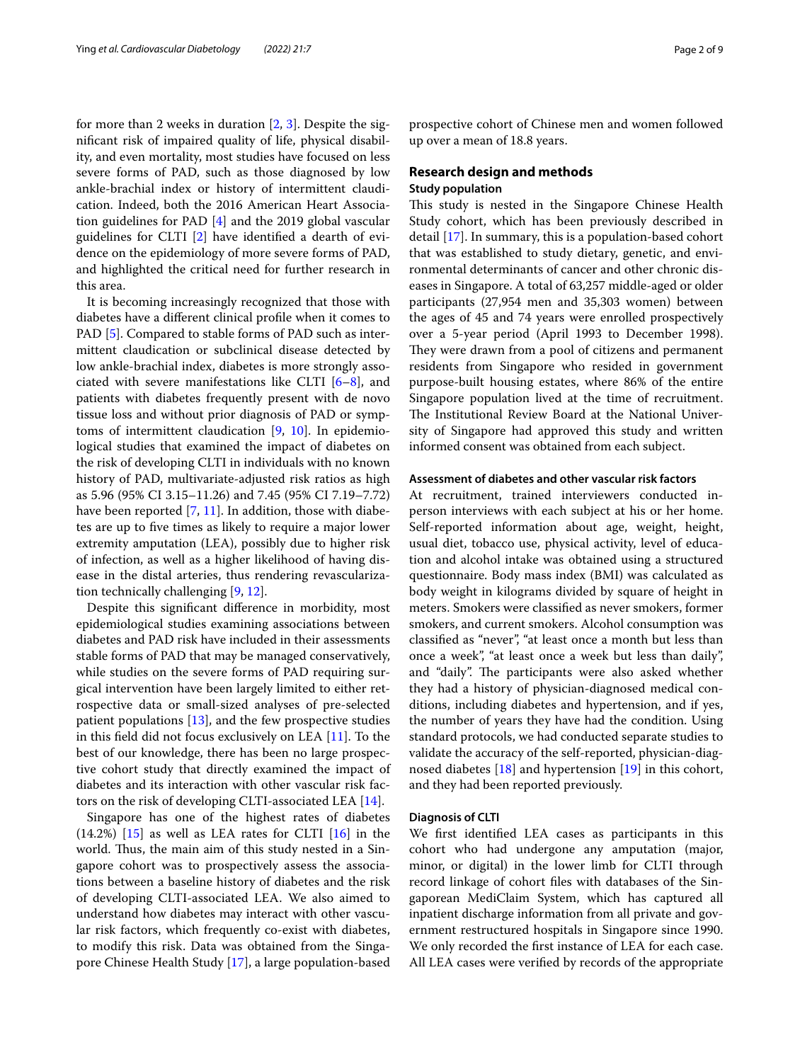for more than 2 weeks in duration [2, 3]. Despite the significant risk of impaired quality of life, physical disability, and even mortality, most studies have focused on less severe forms of PAD, such as those diagnosed by low ankle-brachial index or history of intermittent claudication. Indeed, both the 2016 American Heart Association guidelines for PAD [4] and the 2019 global vascular guidelines for CLTI [2] have identified a dearth of evidence on the epidemiology of more severe forms of PAD, and highlighted the critical need for further research in this area.

It is becoming increasingly recognized that those with diabetes have a different clinical profile when it comes to PAD [5]. Compared to stable forms of PAD such as intermittent claudication or subclinical disease detected by low ankle-brachial index, diabetes is more strongly associated with severe manifestations like CLTI [6–8], and patients with diabetes frequently present with de novo tissue loss and without prior diagnosis of PAD or symptoms of intermittent claudication [9, 10]. In epidemiological studies that examined the impact of diabetes on the risk of developing CLTI in individuals with no known history of PAD, multivariate-adjusted risk ratios as high as 5.96 (95% CI 3.15–11.26) and 7.45 (95% CI 7.19–7.72) have been reported [7, 11]. In addition, those with diabetes are up to five times as likely to require a major lower extremity amputation (LEA), possibly due to higher risk of infection, as well as a higher likelihood of having disease in the distal arteries, thus rendering revascularization technically challenging [9, 12].

Despite this significant difference in morbidity, most epidemiological studies examining associations between diabetes and PAD risk have included in their assessments stable forms of PAD that may be managed conservatively, while studies on the severe forms of PAD requiring surgical intervention have been largely limited to either retrospective data or small-sized analyses of pre-selected patient populations [13], and the few prospective studies in this field did not focus exclusively on LEA [11]. To the best of our knowledge, there has been no large prospective cohort study that directly examined the impact of diabetes and its interaction with other vascular risk factors on the risk of developing CLTI-associated LEA [14].

Singapore has one of the highest rates of diabetes (14.2%) [15] as well as LEA rates for CLTI [16] in the world. Thus, the main aim of this study nested in a Singapore cohort was to prospectively assess the associations between a baseline history of diabetes and the risk of developing CLTI-associated LEA. We also aimed to understand how diabetes may interact with other vascular risk factors, which frequently co-exist with diabetes, to modify this risk. Data was obtained from the Singapore Chinese Health Study [17], a large population-based prospective cohort of Chinese men and women followed up over a mean of 18.8 years.

## Research design and methods

### Study population

This study is nested in the Singapore Chinese Health Study cohort, which has been previously described in detail [17]. In summary, this is a population-based cohort that was established to study dietary, genetic, and environmental determinants of cancer and other chronic diseases in Singapore. A total of 63,257 middle-aged or older participants (27,954 men and 35,303 women) between the ages of 45 and 74 years were enrolled prospectively over a 5-year period (April 1993 to December 1998). They were drawn from a pool of citizens and permanent residents from Singapore who resided in government purpose-built housing estates, where 86% of the entire Singapore population lived at the time of recruitment. The Institutional Review Board at the National University of Singapore had approved this study and written informed consent was obtained from each subject.

### Assessment of diabetes and other vascular risk factors

At recruitment, trained interviewers conducted in-person interviews with each subject at his or her home. Self-reported information about age, weight, height, usual diet, tobacco use, physical activity, level of education and alcohol intake was obtained using a structured questionnaire. Body mass index (BMI) was calculated as body weight in kilograms divided by square of height in meters. Smokers were classified as never smokers, former smokers, and current smokers. Alcohol consumption was classified as "never", "at least once a month but less than once a week", "at least once a week but less than daily", and "daily". The participants were also asked whether they had a history of physician-diagnosed medical conditions, including diabetes and hypertension, and if yes, the number of years they have had the condition. Using standard protocols, we had conducted separate studies to validate the accuracy of the self-reported, physician-diagnosed diabetes [18] and hypertension [19] in this cohort, and they had been reported previously.

### Diagnosis of CLTI

We first identified LEA cases as participants in this cohort who had undergone any amputation (major, minor, or digital) in the lower limb for CLTI through record linkage of cohort files with databases of the Singaporean MediClaim System, which has captured all inpatient discharge information from all private and government restructured hospitals in Singapore since 1990. We only recorded the first instance of LEA for each case. All LEA cases were verified by records of the appropriate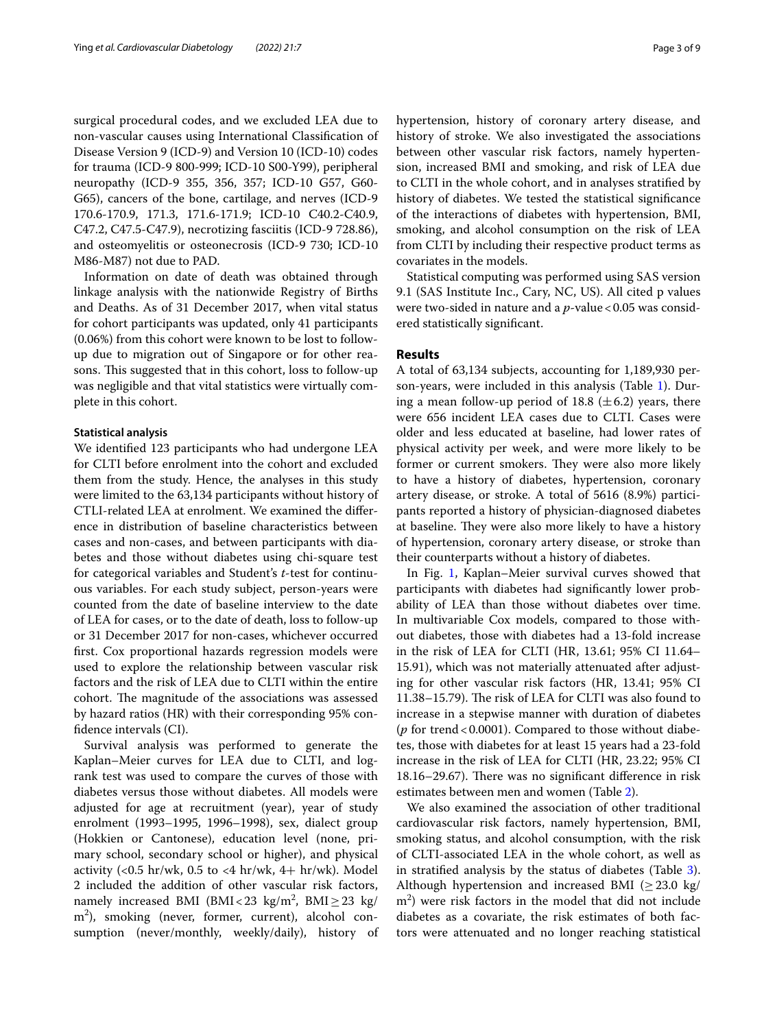surgical procedural codes, and we excluded LEA due to non-vascular causes using International Classification of Disease Version 9 (ICD-9) and Version 10 (ICD-10) codes for trauma (ICD-9 800-999; ICD-10 S00-Y99), peripheral neuropathy (ICD-9 355, 356, 357; ICD-10 G57, G60-G65), cancers of the bone, cartilage, and nerves (ICD-9 170.6-170.9, 171.3, 171.6-171.9; ICD-10 C40.2-C40.9, C47.2, C47.5-C47.9), necrotizing fasciitis (ICD-9 728.86), and osteomyelitis or osteonecrosis (ICD-9 730; ICD-10 M86-M87) not due to PAD.

Information on date of death was obtained through linkage analysis with the nationwide Registry of Births and Deaths. As of 31 December 2017, when vital status for cohort participants was updated, only 41 participants (0.06%) from this cohort were known to be lost to follow-up due to migration out of Singapore or for other reasons. This suggested that in this cohort, loss to follow-up was negligible and that vital statistics were virtually complete in this cohort.

### Statistical analysis

We identified 123 participants who had undergone LEA for CLTI before enrolment into the cohort and excluded them from the study. Hence, the analyses in this study were limited to the 63,134 participants without history of CTLI-related LEA at enrolment. We examined the difference in distribution of baseline characteristics between cases and non-cases, and between participants with diabetes and those without diabetes using chi-square test for categorical variables and Student's *t*-test for continuous variables. For each study subject, person-years were counted from the date of baseline interview to the date of LEA for cases, or to the date of death, loss to follow-up or 31 December 2017 for non-cases, whichever occurred first. Cox proportional hazards regression models were used to explore the relationship between vascular risk factors and the risk of LEA due to CLTI within the entire cohort. The magnitude of the associations was assessed by hazard ratios (HR) with their corresponding 95% confidence intervals (CI).

Survival analysis was performed to generate the Kaplan–Meier curves for LEA due to CLTI, and log-rank test was used to compare the curves of those with diabetes versus those without diabetes. All models were adjusted for age at recruitment (year), year of study enrolment (1993–1995, 1996–1998), sex, dialect group (Hokkien or Cantonese), education level (none, primary school, secondary school or higher), and physical activity (<0.5 hr/wk, 0.5 to <4 hr/wk, 4+ hr/wk). Model 2 included the addition of other vascular risk factors, namely increased BMI (BMI < 23 kg/m$^2$, BMI ≥ 23 kg/m$^2$), smoking (never, former, current), alcohol consumption (never/monthly, weekly/daily), history of hypertension, history of coronary artery disease, and history of stroke. We also investigated the associations between other vascular risk factors, namely hypertension, increased BMI and smoking, and risk of LEA due to CLTI in the whole cohort, and in analyses stratified by history of diabetes. We tested the statistical significance of the interactions of diabetes with hypertension, BMI, smoking, and alcohol consumption on the risk of LEA from CLTI by including their respective product terms as covariates in the models.

Statistical computing was performed using SAS version 9.1 (SAS Institute Inc., Cary, NC, US). All cited p values were two-sided in nature and a $p$-value < 0.05 was considered statistically significant.

## Results

A total of 63,134 subjects, accounting for 1,189,930 person-years, were included in this analysis (Table 1). During a mean follow-up period of 18.8 (±6.2) years, there were 656 incident LEA cases due to CLTI. Cases were older and less educated at baseline, had lower rates of physical activity per week, and were more likely to be former or current smokers. They were also more likely to have a history of diabetes, hypertension, coronary artery disease, or stroke. A total of 5616 (8.9%) participants reported a history of physician-diagnosed diabetes at baseline. They were also more likely to have a history of hypertension, coronary artery disease, or stroke than their counterparts without a history of diabetes.

In Fig. 1, Kaplan–Meier survival curves showed that participants with diabetes had significantly lower probability of LEA than those without diabetes over time. In multivariable Cox models, compared to those without diabetes, those with diabetes had a 13-fold increase in the risk of LEA for CLTI (HR, 13.61; 95% CI 11.64–15.91), which was not materially attenuated after adjusting for other vascular risk factors (HR, 13.41; 95% CI 11.38–15.79). The risk of LEA for CLTI was also found to increase in a stepwise manner with duration of diabetes ($p$ for trend < 0.0001). Compared to those without diabetes, those with diabetes for at least 15 years had a 23-fold increase in the risk of LEA for CLTI (HR, 23.22; 95% CI 18.16–29.67). There was no significant difference in risk estimates between men and women (Table 2).

We also examined the association of other traditional cardiovascular risk factors, namely hypertension, BMI, smoking status, and alcohol consumption, with the risk of CLTI-associated LEA in the whole cohort, as well as in stratified analysis by the status of diabetes (Table 3). Although hypertension and increased BMI (≥ 23.0 kg/m$^2$) were risk factors in the model that did not include diabetes as a covariate, the risk estimates of both factors were attenuated and no longer reaching statistical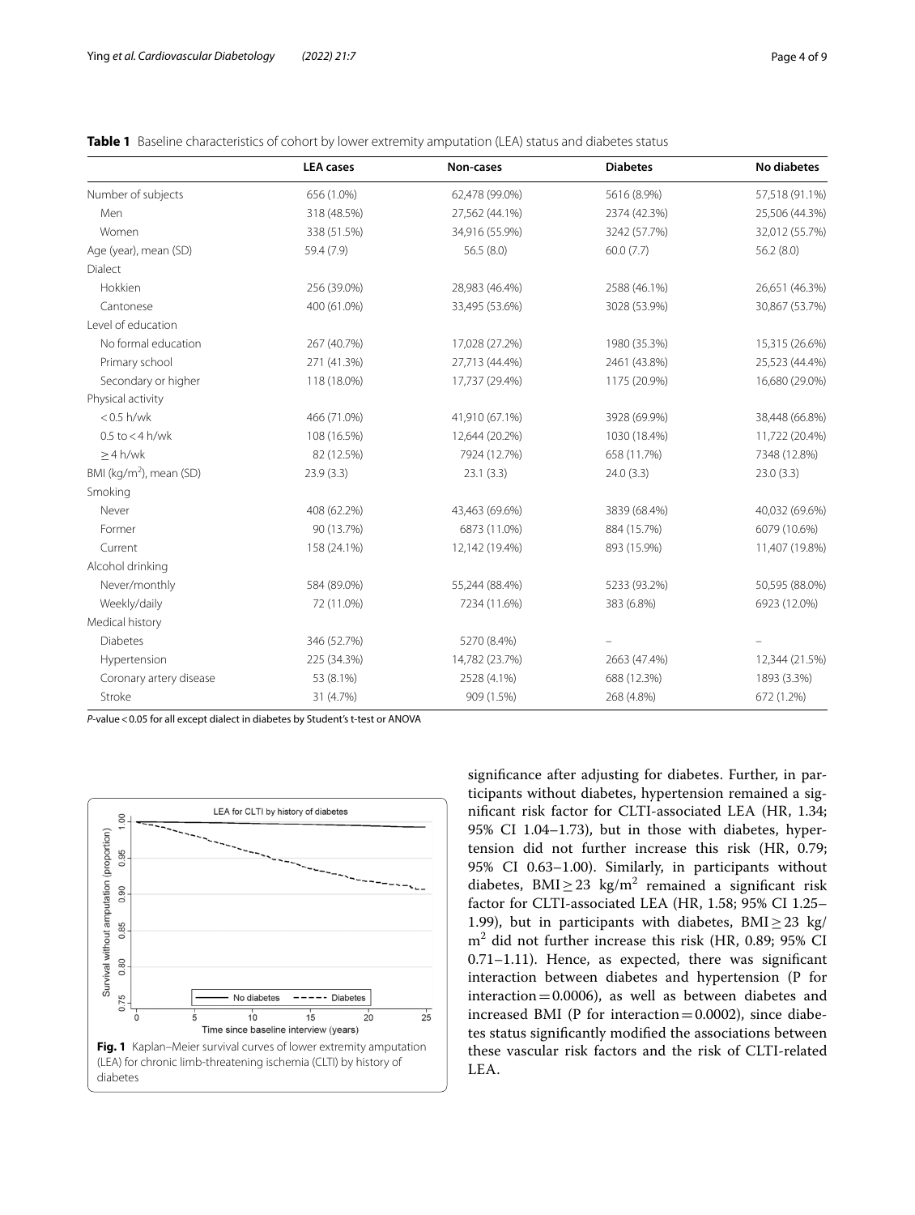**Table 1** Baseline characteristics of cohort by lower extremity amputation (LEA) status and diabetes status

| | LEA cases | Non-cases | Diabetes | No diabetes |
|---|---|---|---|---|
| Number of subjects | 656 (1.0%) | 62,478 (99.0%) | 5616 (8.9%) | 57,518 (91.1%) |
| Men | 318 (48.5%) | 27,562 (44.1%) | 2374 (42.3%) | 25,506 (44.3%) |
| Women | 338 (51.5%) | 34,916 (55.9%) | 3242 (57.7%) | 32,012 (55.7%) |
| Age (year), mean (SD) | 59.4 (7.9) | 56.5 (8.0) | 60.0 (7.7) | 56.2 (8.0) |
| Dialect | | | | |
| Hokkien | 256 (39.0%) | 28,983 (46.4%) | 2588 (46.1%) | 26,651 (46.3%) |
| Cantonese | 400 (61.0%) | 33,495 (53.6%) | 3028 (53.9%) | 30,867 (53.7%) |
| Level of education | | | | |
| No formal education | 267 (40.7%) | 17,028 (27.2%) | 1980 (35.3%) | 15,315 (26.6%) |
| Primary school | 271 (41.3%) | 27,713 (44.4%) | 2461 (43.8%) | 25,523 (44.4%) |
| Secondary or higher | 118 (18.0%) | 17,737 (29.4%) | 1175 (20.9%) | 16,680 (29.0%) |
| Physical activity | | | | |
| < 0.5 h/wk | 466 (71.0%) | 41,910 (67.1%) | 3928 (69.9%) | 38,448 (66.8%) |
| 0.5 to < 4 h/wk | 108 (16.5%) | 12,644 (20.2%) | 1030 (18.4%) | 11,722 (20.4%) |
| ≥ 4 h/wk | 82 (12.5%) | 7924 (12.7%) | 658 (11.7%) | 7348 (12.8%) |
| BMI (kg/m$^2$), mean (SD) | 23.9 (3.3) | 23.1 (3.3) | 24.0 (3.3) | 23.0 (3.3) |
| Smoking | | | | |
| Never | 408 (62.2%) | 43,463 (69.6%) | 3839 (68.4%) | 40,032 (69.6%) |
| Former | 90 (13.7%) | 6873 (11.0%) | 884 (15.7%) | 6079 (10.6%) |
| Current | 158 (24.1%) | 12,142 (19.4%) | 893 (15.9%) | 11,407 (19.8%) |
| Alcohol drinking | | | | |
| Never/monthly | 584 (89.0%) | 55,244 (88.4%) | 5233 (93.2%) | 50,595 (88.0%) |
| Weekly/daily | 72 (11.0%) | 7234 (11.6%) | 383 (6.8%) | 6923 (12.0%) |
| Medical history | | | | |
| Diabetes | 346 (52.7%) | 5270 (8.4%) | – | – |
| Hypertension | 225 (34.3%) | 14,782 (23.7%) | 2663 (47.4%) | 12,344 (21.5%) |
| Coronary artery disease | 53 (8.1%) | 2528 (4.1%) | 688 (12.3%) | 1893 (3.3%) |
| Stroke | 31 (4.7%) | 909 (1.5%) | 268 (4.8%) | 672 (1.2%) |

*P*-value < 0.05 for all except dialect in diabetes by Student's t-test or ANOVA

**Fig. 1** Kaplan–Meier survival curves of lower extremity amputation (LEA) for chronic limb-threatening ischemia (CLTI) by history of diabetes

significance after adjusting for diabetes. Further, in participants without diabetes, hypertension remained a significant risk factor for CLTI-associated LEA (HR, 1.34; 95% CI 1.04–1.73), but in those with diabetes, hypertension did not further increase this risk (HR, 0.79; 95% CI 0.63–1.00). Similarly, in participants without diabetes, BMI ≥ 23 kg/m$^2$ remained a significant risk factor for CLTI-associated LEA (HR, 1.58; 95% CI 1.25–1.99), but in participants with diabetes, BMI ≥ 23 kg/m$^2$ did not further increase this risk (HR, 0.89; 95% CI 0.71–1.11). Hence, as expected, there was significant interaction between diabetes and hypertension (P for interaction = 0.0006), as well as between diabetes and increased BMI (P for interaction = 0.0002), since diabetes status significantly modified the associations between these vascular risk factors and the risk of CLTI-related LEA.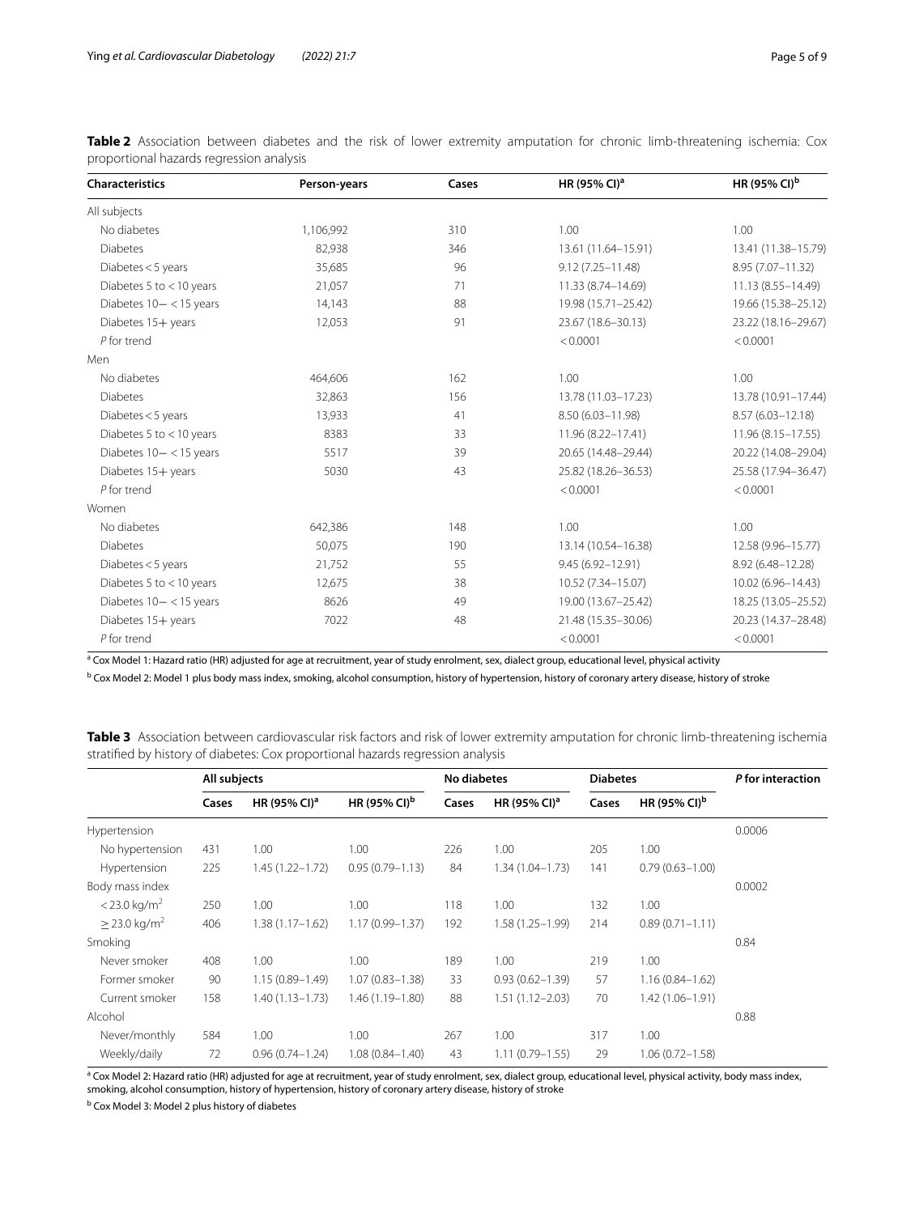**Table 2** Association between diabetes and the risk of lower extremity amputation for chronic limb-threatening ischemia: Cox proportional hazards regression analysis

| Characteristics | Person-years | Cases | HR (95% CI)[a] | HR (95% CI)[b] |
|---|---|---|---|---|
| All subjects | | | | |
| No diabetes | 1,106,992 | 310 | 1.00 | 1.00 |
| Diabetes | 82,938 | 346 | 13.61 (11.64–15.91) | 13.41 (11.38–15.79) |
| Diabetes < 5 years | 35,685 | 96 | 9.12 (7.25–11.48) | 8.95 (7.07–11.32) |
| Diabetes 5 to < 10 years | 21,057 | 71 | 11.33 (8.74–14.69) | 11.13 (8.55–14.49) |
| Diabetes 10− < 15 years | 14,143 | 88 | 19.98 (15.71–25.42) | 19.66 (15.38–25.12) |
| Diabetes 15+ years | 12,053 | 91 | 23.67 (18.6–30.13) | 23.22 (18.16–29.67) |
| *P* for trend | | | < 0.0001 | < 0.0001 |
| Men | | | | |
| No diabetes | 464,606 | 162 | 1.00 | 1.00 |
| Diabetes | 32,863 | 156 | 13.78 (11.03–17.23) | 13.78 (10.91–17.44) |
| Diabetes < 5 years | 13,933 | 41 | 8.50 (6.03–11.98) | 8.57 (6.03–12.18) |
| Diabetes 5 to < 10 years | 8383 | 33 | 11.96 (8.22–17.41) | 11.96 (8.15–17.55) |
| Diabetes 10− < 15 years | 5517 | 39 | 20.65 (14.48–29.44) | 20.22 (14.08–29.04) |
| Diabetes 15+ years | 5030 | 43 | 25.82 (18.26–36.53) | 25.58 (17.94–36.47) |
| *P* for trend | | | < 0.0001 | < 0.0001 |
| Women | | | | |
| No diabetes | 642,386 | 148 | 1.00 | 1.00 |
| Diabetes | 50,075 | 190 | 13.14 (10.54–16.38) | 12.58 (9.96–15.77) |
| Diabetes < 5 years | 21,752 | 55 | 9.45 (6.92–12.91) | 8.92 (6.48–12.28) |
| Diabetes 5 to < 10 years | 12,675 | 38 | 10.52 (7.34–15.07) | 10.02 (6.96–14.43) |
| Diabetes 10− < 15 years | 8626 | 49 | 19.00 (13.67–25.42) | 18.25 (13.05–25.52) |
| Diabetes 15+ years | 7022 | 48 | 21.48 (15.35–30.06) | 20.23 (14.37–28.48) |
| *P* for trend | | | < 0.0001 | < 0.0001 |

[a] Cox Model 1: Hazard ratio (HR) adjusted for age at recruitment, year of study enrolment, sex, dialect group, educational level, physical activity

[b] Cox Model 2: Model 1 plus body mass index, smoking, alcohol consumption, history of hypertension, history of coronary artery disease, history of stroke

**Table 3** Association between cardiovascular risk factors and risk of lower extremity amputation for chronic limb-threatening ischemia stratified by history of diabetes: Cox proportional hazards regression analysis

| | All subjects | | | No diabetes | | Diabetes | | *P* for interaction |
|---|---|---|---|---|---|---|---|---|
| | Cases | HR (95% CI)[a] | HR (95% CI)[b] | Cases | HR (95% CI)[a] | Cases | HR (95% CI)[b] | |
| Hypertension | | | | | | | | 0.0006 |
| No hypertension | 431 | 1.00 | 1.00 | 226 | 1.00 | 205 | 1.00 | |
| Hypertension | 225 | 1.45 (1.22–1.72) | 0.95 (0.79–1.13) | 84 | 1.34 (1.04–1.73) | 141 | 0.79 (0.63–1.00) | |
| Body mass index | | | | | | | | 0.0002 |
| < 23.0 kg/m$^2$ | 250 | 1.00 | 1.00 | 118 | 1.00 | 132 | 1.00 | |
| ≥ 23.0 kg/m$^2$ | 406 | 1.38 (1.17–1.62) | 1.17 (0.99–1.37) | 192 | 1.58 (1.25–1.99) | 214 | 0.89 (0.71–1.11) | |
| Smoking | | | | | | | | 0.84 |
| Never smoker | 408 | 1.00 | 1.00 | 189 | 1.00 | 219 | 1.00 | |
| Former smoker | 90 | 1.15 (0.89–1.49) | 1.07 (0.83–1.38) | 33 | 0.93 (0.62–1.39) | 57 | 1.16 (0.84–1.62) | |
| Current smoker | 158 | 1.40 (1.13–1.73) | 1.46 (1.19–1.80) | 88 | 1.51 (1.12–2.03) | 70 | 1.42 (1.06–1.91) | |
| Alcohol | | | | | | | | 0.88 |
| Never/monthly | 584 | 1.00 | 1.00 | 267 | 1.00 | 317 | 1.00 | |
| Weekly/daily | 72 | 0.96 (0.74–1.24) | 1.08 (0.84–1.40) | 43 | 1.11 (0.79–1.55) | 29 | 1.06 (0.72–1.58) | |

[a] Cox Model 2: Hazard ratio (HR) adjusted for age at recruitment, year of study enrolment, sex, dialect group, educational level, physical activity, body mass index, smoking, alcohol consumption, history of hypertension, history of coronary artery disease, history of stroke

[b] Cox Model 3: Model 2 plus history of diabetes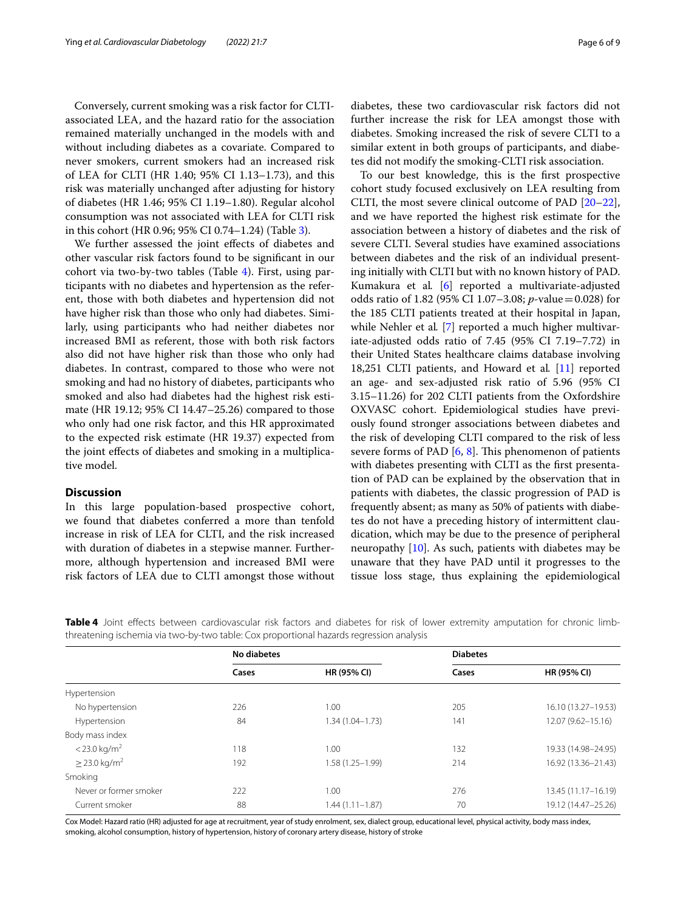Conversely, current smoking was a risk factor for CLTI-associated LEA, and the hazard ratio for the association remained materially unchanged in the models with and without including diabetes as a covariate. Compared to never smokers, current smokers had an increased risk of LEA for CLTI (HR 1.40; 95% CI 1.13–1.73), and this risk was materially unchanged after adjusting for history of diabetes (HR 1.46; 95% CI 1.19–1.80). Regular alcohol consumption was not associated with LEA for CLTI risk in this cohort (HR 0.96; 95% CI 0.74–1.24) (Table 3).

We further assessed the joint effects of diabetes and other vascular risk factors found to be significant in our cohort via two-by-two tables (Table 4). First, using participants with no diabetes and hypertension as the referent, those with both diabetes and hypertension did not have higher risk than those who only had diabetes. Similarly, using participants who had neither diabetes nor increased BMI as referent, those with both risk factors also did not have higher risk than those who only had diabetes. In contrast, compared to those who were not smoking and had no history of diabetes, participants who smoked and also had diabetes had the highest risk estimate (HR 19.12; 95% CI 14.47–25.26) compared to those who only had one risk factor, and this HR approximated to the expected risk estimate (HR 19.37) expected from the joint effects of diabetes and smoking in a multiplicative model.

## Discussion

In this large population-based prospective cohort, we found that diabetes conferred a more than tenfold increase in risk of LEA for CLTI, and the risk increased with duration of diabetes in a stepwise manner. Furthermore, although hypertension and increased BMI were risk factors of LEA due to CLTI amongst those without diabetes, these two cardiovascular risk factors did not further increase the risk for LEA amongst those with diabetes. Smoking increased the risk of severe CLTI to a similar extent in both groups of participants, and diabetes did not modify the smoking-CLTI risk association.

To our best knowledge, this is the first prospective cohort study focused exclusively on LEA resulting from CLTI, the most severe clinical outcome of PAD [20–22], and we have reported the highest risk estimate for the association between a history of diabetes and the risk of severe CLTI. Several studies have examined associations between diabetes and the risk of an individual presenting initially with CLTI but with no known history of PAD. Kumakura et al. [6] reported a multivariate-adjusted odds ratio of 1.82 (95% CI 1.07–3.08; $p$-value = 0.028) for the 185 CLTI patients treated at their hospital in Japan, while Nehler et al. [7] reported a much higher multivariate-adjusted odds ratio of 7.45 (95% CI 7.19–7.72) in their United States healthcare claims database involving 18,251 CLTI patients, and Howard et al. [11] reported an age- and sex-adjusted risk ratio of 5.96 (95% CI 3.15–11.26) for 202 CLTI patients from the Oxfordshire OXVASC cohort. Epidemiological studies have previously found stronger associations between diabetes and the risk of developing CLTI compared to the risk of less severe forms of PAD [6, 8]. This phenomenon of patients with diabetes presenting with CLTI as the first presentation of PAD can be explained by the observation that in patients with diabetes, the classic progression of PAD is frequently absent; as many as 50% of patients with diabetes do not have a preceding history of intermittent claudication, which may be due to the presence of peripheral neuropathy [10]. As such, patients with diabetes may be unaware that they have PAD until it progresses to the tissue loss stage, thus explaining the epidemiological

**Table 4** Joint effects between cardiovascular risk factors and diabetes for risk of lower extremity amputation for chronic limb-threatening ischemia via two-by-two table: Cox proportional hazards regression analysis

| | No diabetes | | Diabetes | |
|---|---|---|---|---|
| | Cases | HR (95% CI) | Cases | HR (95% CI) |
| Hypertension | | | | |
| No hypertension | 226 | 1.00 | 205 | 16.10 (13.27–19.53) |
| Hypertension | 84 | 1.34 (1.04–1.73) | 141 | 12.07 (9.62–15.16) |
| Body mass index | | | | |
| < 23.0 kg/m$^2$ | 118 | 1.00 | 132 | 19.33 (14.98–24.95) |
| ≥ 23.0 kg/m$^2$ | 192 | 1.58 (1.25–1.99) | 214 | 16.92 (13.36–21.43) |
| Smoking | | | | |
| Never or former smoker | 222 | 1.00 | 276 | 13.45 (11.17–16.19) |
| Current smoker | 88 | 1.44 (1.11–1.87) | 70 | 19.12 (14.47–25.26) |

Cox Model: Hazard ratio (HR) adjusted for age at recruitment, year of study enrolment, sex, dialect group, educational level, physical activity, body mass index, smoking, alcohol consumption, history of hypertension, history of coronary artery disease, history of stroke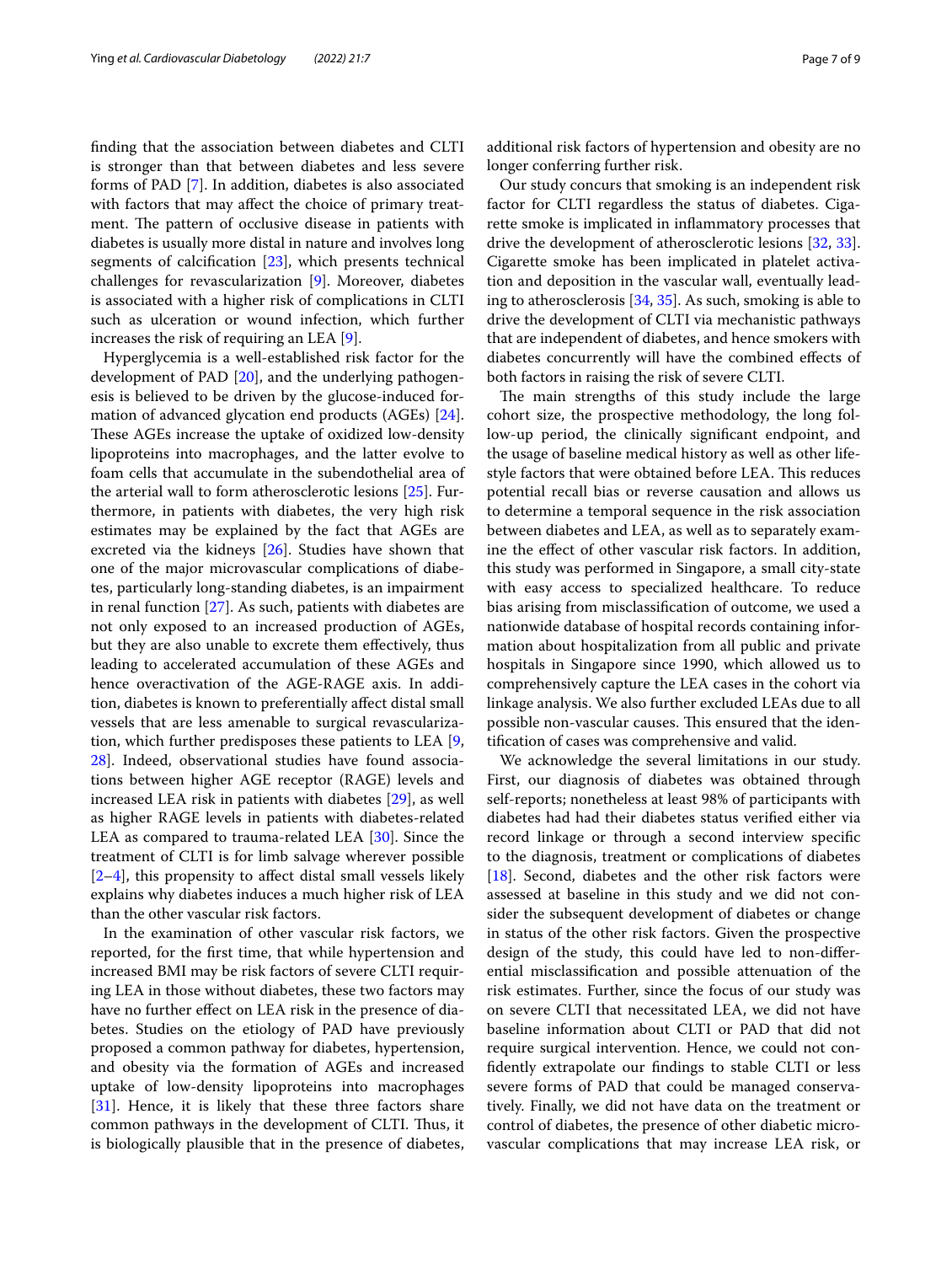finding that the association between diabetes and CLTI is stronger than that between diabetes and less severe forms of PAD [7]. In addition, diabetes is also associated with factors that may affect the choice of primary treatment. The pattern of occlusive disease in patients with diabetes is usually more distal in nature and involves long segments of calcification [23], which presents technical challenges for revascularization [9]. Moreover, diabetes is associated with a higher risk of complications in CLTI such as ulceration or wound infection, which further increases the risk of requiring an LEA [9].

Hyperglycemia is a well-established risk factor for the development of PAD [20], and the underlying pathogenesis is believed to be driven by the glucose-induced formation of advanced glycation end products (AGEs) [24]. These AGEs increase the uptake of oxidized low-density lipoproteins into macrophages, and the latter evolve to foam cells that accumulate in the subendothelial area of the arterial wall to form atherosclerotic lesions [25]. Furthermore, in patients with diabetes, the very high risk estimates may be explained by the fact that AGEs are excreted via the kidneys [26]. Studies have shown that one of the major microvascular complications of diabetes, particularly long-standing diabetes, is an impairment in renal function [27]. As such, patients with diabetes are not only exposed to an increased production of AGEs, but they are also unable to excrete them effectively, thus leading to accelerated accumulation of these AGEs and hence overactivation of the AGE-RAGE axis. In addition, diabetes is known to preferentially affect distal small vessels that are less amenable to surgical revascularization, which further predisposes these patients to LEA [9, 28]. Indeed, observational studies have found associations between higher AGE receptor (RAGE) levels and increased LEA risk in patients with diabetes [29], as well as higher RAGE levels in patients with diabetes-related LEA as compared to trauma-related LEA [30]. Since the treatment of CLTI is for limb salvage wherever possible [2–4], this propensity to affect distal small vessels likely explains why diabetes induces a much higher risk of LEA than the other vascular risk factors.

In the examination of other vascular risk factors, we reported, for the first time, that while hypertension and increased BMI may be risk factors of severe CLTI requiring LEA in those without diabetes, these two factors may have no further effect on LEA risk in the presence of diabetes. Studies on the etiology of PAD have previously proposed a common pathway for diabetes, hypertension, and obesity via the formation of AGEs and increased uptake of low-density lipoproteins into macrophages [31]. Hence, it is likely that these three factors share common pathways in the development of CLTI. Thus, it is biologically plausible that in the presence of diabetes, additional risk factors of hypertension and obesity are no longer conferring further risk.

Our study concurs that smoking is an independent risk factor for CLTI regardless the status of diabetes. Cigarette smoke is implicated in inflammatory processes that drive the development of atherosclerotic lesions [32, 33]. Cigarette smoke has been implicated in platelet activation and deposition in the vascular wall, eventually leading to atherosclerosis [34, 35]. As such, smoking is able to drive the development of CLTI via mechanistic pathways that are independent of diabetes, and hence smokers with diabetes concurrently will have the combined effects of both factors in raising the risk of severe CLTI.

The main strengths of this study include the large cohort size, the prospective methodology, the long follow-up period, the clinically significant endpoint, and the usage of baseline medical history as well as other lifestyle factors that were obtained before LEA. This reduces potential recall bias or reverse causation and allows us to determine a temporal sequence in the risk association between diabetes and LEA, as well as to separately examine the effect of other vascular risk factors. In addition, this study was performed in Singapore, a small city-state with easy access to specialized healthcare. To reduce bias arising from misclassification of outcome, we used a nationwide database of hospital records containing information about hospitalization from all public and private hospitals in Singapore since 1990, which allowed us to comprehensively capture the LEA cases in the cohort via linkage analysis. We also further excluded LEAs due to all possible non-vascular causes. This ensured that the identification of cases was comprehensive and valid.

We acknowledge the several limitations in our study. First, our diagnosis of diabetes was obtained through self-reports; nonetheless at least 98% of participants with diabetes had had their diabetes status verified either via record linkage or through a second interview specific to the diagnosis, treatment or complications of diabetes [18]. Second, diabetes and the other risk factors were assessed at baseline in this study and we did not consider the subsequent development of diabetes or change in status of the other risk factors. Given the prospective design of the study, this could have led to non-differential misclassification and possible attenuation of the risk estimates. Further, since the focus of our study was on severe CLTI that necessitated LEA, we did not have baseline information about CLTI or PAD that did not require surgical intervention. Hence, we could not confidently extrapolate our findings to stable CLTI or less severe forms of PAD that could be managed conservatively. Finally, we did not have data on the treatment or control of diabetes, the presence of other diabetic microvascular complications that may increase LEA risk, or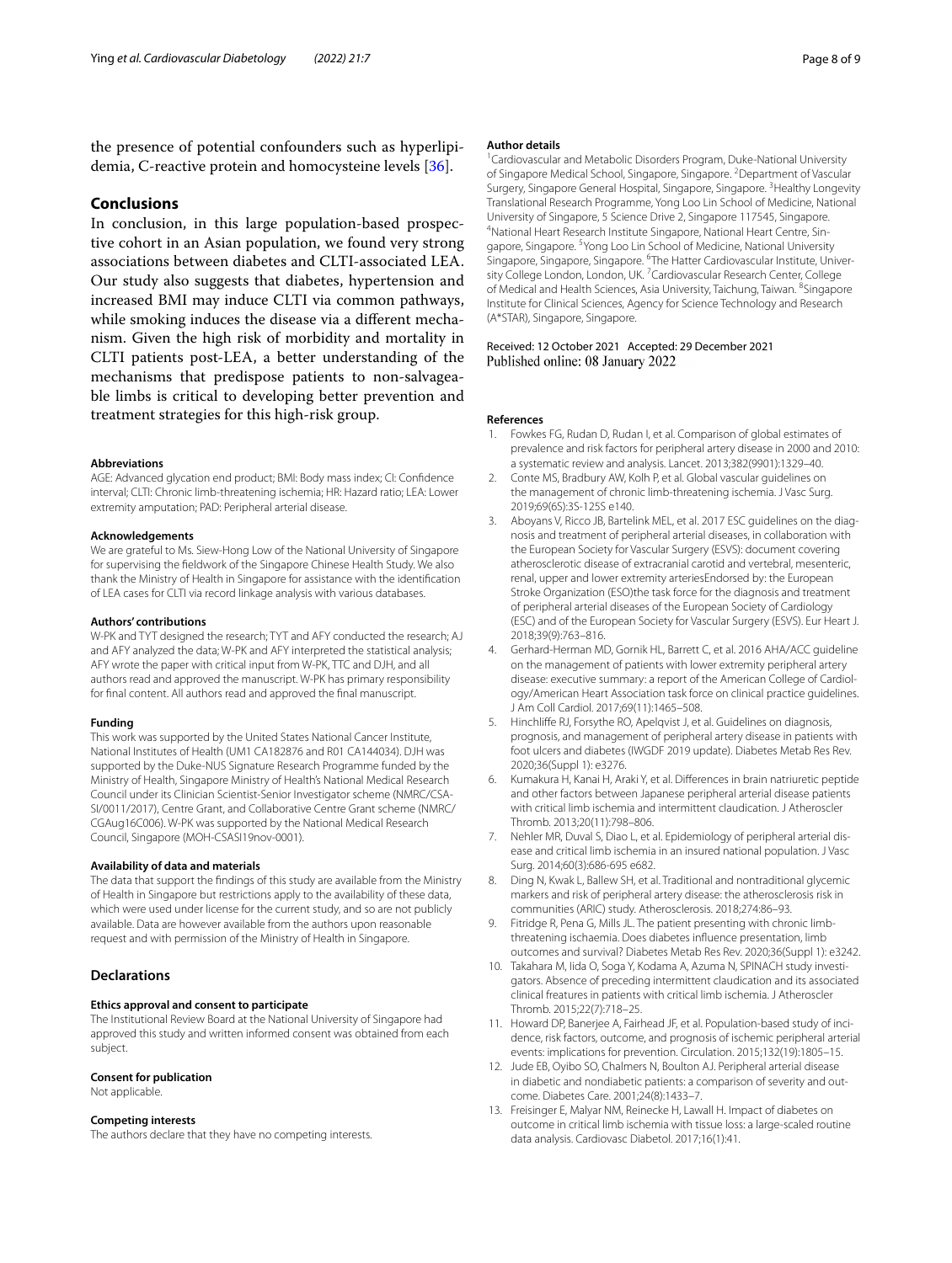the presence of potential confounders such as hyperlipidemia, C-reactive protein and homocysteine levels [36].

## Conclusions

In conclusion, in this large population-based prospective cohort in an Asian population, we found very strong associations between diabetes and CLTI-associated LEA. Our study also suggests that diabetes, hypertension and increased BMI may induce CLTI via common pathways, while smoking induces the disease via a different mechanism. Given the high risk of morbidity and mortality in CLTI patients post-LEA, a better understanding of the mechanisms that predispose patients to non-salvageable limbs is critical to developing better prevention and treatment strategies for this high-risk group.

#### Abbreviations

AGE: Advanced glycation end product; BMI: Body mass index; CI: Confidence interval; CLTI: Chronic limb-threatening ischemia; HR: Hazard ratio; LEA: Lower extremity amputation; PAD: Peripheral arterial disease.

#### Acknowledgements

We are grateful to Ms. Siew-Hong Low of the National University of Singapore for supervising the fieldwork of the Singapore Chinese Health Study. We also thank the Ministry of Health in Singapore for assistance with the identification of LEA cases for CLTI via record linkage analysis with various databases.

#### Authors' contributions

W-PK and TYT designed the research; TYT and AFY conducted the research; AJ and AFY analyzed the data; W-PK and AFY interpreted the statistical analysis; AFY wrote the paper with critical input from W-PK, TTC and DJH, and all authors read and approved the manuscript. W-PK has primary responsibility for final content. All authors read and approved the final manuscript.

#### Funding

This work was supported by the United States National Cancer Institute, National Institutes of Health (UM1 CA182876 and R01 CA144034). DJH was supported by the Duke-NUS Signature Research Programme funded by the Ministry of Health, Singapore Ministry of Health's National Medical Research Council under its Clinician Scientist-Senior Investigator scheme (NMRC/CSA-SI/0011/2017), Centre Grant, and Collaborative Centre Grant scheme (NMRC/CGAug16C006). W-PK was supported by the National Medical Research Council, Singapore (MOH-CSASI19nov-0001).

#### Availability of data and materials

The data that support the findings of this study are available from the Ministry of Health in Singapore but restrictions apply to the availability of these data, which were used under license for the current study, and so are not publicly available. Data are however available from the authors upon reasonable request and with permission of the Ministry of Health in Singapore.

### Declarations

#### Ethics approval and consent to participate

The Institutional Review Board at the National University of Singapore had approved this study and written informed consent was obtained from each subject.

#### Consent for publication

Not applicable.

#### Competing interests

The authors declare that they have no competing interests.

#### Author details

[1] Cardiovascular and Metabolic Disorders Program, Duke-National University of Singapore Medical School, Singapore, Singapore. [2] Department of Vascular Surgery, Singapore General Hospital, Singapore, Singapore. [3] Healthy Longevity Translational Research Programme, Yong Loo Lin School of Medicine, National University of Singapore, 5 Science Drive 2, Singapore 117545, Singapore. [4] National Heart Research Institute Singapore, National Heart Centre, Singapore, Singapore. [5] Yong Loo Lin School of Medicine, National University Singapore, Singapore, Singapore. [6] The Hatter Cardiovascular Institute, University College London, London, UK. [7] Cardiovascular Research Center, College of Medical and Health Sciences, Asia University, Taichung, Taiwan. [8] Singapore Institute for Clinical Sciences, Agency for Science Technology and Research (A*STAR), Singapore, Singapore.

Received: 12 October 2021 Accepted: 29 December 2021
Published online: 08 January 2022

#### References

1. Fowkes FG, Rudan D, Rudan I, et al. Comparison of global estimates of prevalence and risk factors for peripheral artery disease in 2000 and 2010: a systematic review and analysis. Lancet. 2013;382(9901):1329–40.
2. Conte MS, Bradbury AW, Kolh P, et al. Global vascular guidelines on the management of chronic limb-threatening ischemia. J Vasc Surg. 2019;69(6S):3S-125S e140.
3. Aboyans V, Ricco JB, Bartelink MEL, et al. 2017 ESC guidelines on the diagnosis and treatment of peripheral arterial diseases, in collaboration with the European Society for Vascular Surgery (ESVS): document covering atherosclerotic disease of extracranial carotid and vertebral, mesenteric, renal, upper and lower extremity arteriesEndorsed by: the European Stroke Organization (ESO)the task force for the diagnosis and treatment of peripheral arterial diseases of the European Society of Cardiology (ESC) and of the European Society for Vascular Surgery (ESVS). Eur Heart J. 2018;39(9):763–816.
4. Gerhard-Herman MD, Gornik HL, Barrett C, et al. 2016 AHA/ACC guideline on the management of patients with lower extremity peripheral artery disease: executive summary: a report of the American College of Cardiology/American Heart Association task force on clinical practice guidelines. J Am Coll Cardiol. 2017;69(11):1465–508.
5. Hinchliffe RJ, Forsythe RO, Apelqvist J, et al. Guidelines on diagnosis, prognosis, and management of peripheral artery disease in patients with foot ulcers and diabetes (IWGDF 2019 update). Diabetes Metab Res Rev. 2020;36(Suppl 1): e3276.
6. Kumakura H, Kanai H, Araki Y, et al. Differences in brain natriuretic peptide and other factors between Japanese peripheral arterial disease patients with critical limb ischemia and intermittent claudication. J Atheroscler Thromb. 2013;20(11):798–806.
7. Nehler MR, Duval S, Diao L, et al. Epidemiology of peripheral arterial disease and critical limb ischemia in an insured national population. J Vasc Surg. 2014;60(3):686-695 e682.
8. Ding N, Kwak L, Ballew SH, et al. Traditional and nontraditional glycemic markers and risk of peripheral artery disease: the atherosclerosis risk in communities (ARIC) study. Atherosclerosis. 2018;274:86–93.
9. Fitridge R, Pena G, Mills JL. The patient presenting with chronic limb-threatening ischaemia. Does diabetes influence presentation, limb outcomes and survival? Diabetes Metab Res Rev. 2020;36(Suppl 1): e3242.
10. Takahara M, Iida O, Soga Y, Kodama A, Azuma N, SPINACH study investigators. Absence of preceding intermittent claudication and its associated clinical freatures in patients with critical limb ischemia. J Atheroscler Thromb. 2015;22(7):718–25.
11. Howard DP, Banerjee A, Fairhead JF, et al. Population-based study of incidence, risk factors, outcome, and prognosis of ischemic peripheral arterial events: implications for prevention. Circulation. 2015;132(19):1805–15.
12. Jude EB, Oyibo SO, Chalmers N, Boulton AJ. Peripheral arterial disease in diabetic and nondiabetic patients: a comparison of severity and outcome. Diabetes Care. 2001;24(8):1433–7.
13. Freisinger E, Malyar NM, Reinecke H, Lawall H. Impact of diabetes on outcome in critical limb ischemia with tissue loss: a large-scaled routine data analysis. Cardiovasc Diabetol. 2017;16(1):41.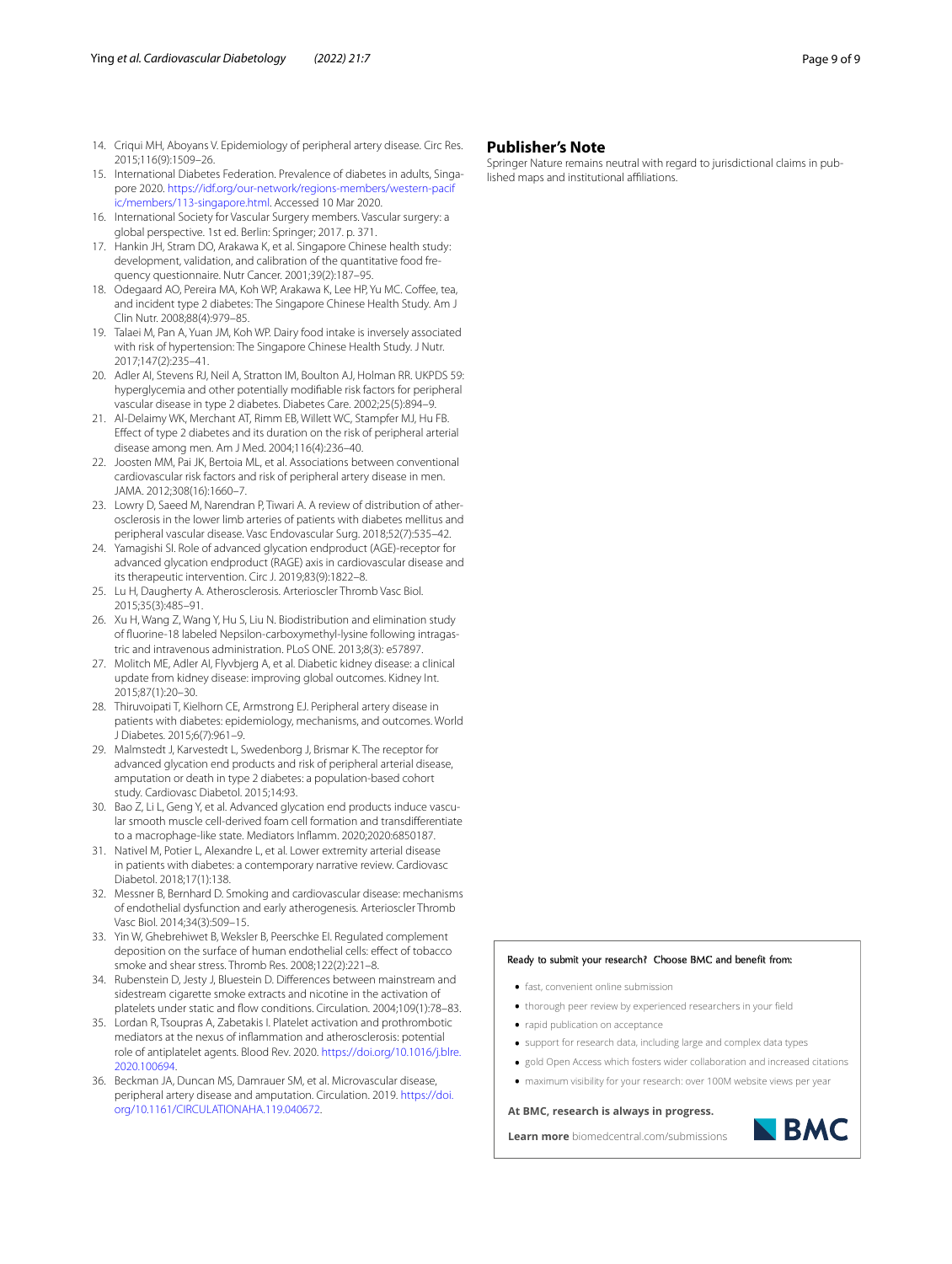14. Criqui MH, Aboyans V. Epidemiology of peripheral artery disease. Circ Res. 2015;116(9):1509–26.
15. International Diabetes Federation. Prevalence of diabetes in adults, Singapore 2020. https://idf.org/our-network/regions-members/western-pacific/members/113-singapore.html. Accessed 10 Mar 2020.
16. International Society for Vascular Surgery members. Vascular surgery: a global perspective. 1st ed. Berlin: Springer; 2017. p. 371.
17. Hankin JH, Stram DO, Arakawa K, et al. Singapore Chinese health study: development, validation, and calibration of the quantitative food frequency questionnaire. Nutr Cancer. 2001;39(2):187–95.
18. Odegaard AO, Pereira MA, Koh WP, Arakawa K, Lee HP, Yu MC. Coffee, tea, and incident type 2 diabetes: The Singapore Chinese Health Study. Am J Clin Nutr. 2008;88(4):979–85.
19. Talaei M, Pan A, Yuan JM, Koh WP. Dairy food intake is inversely associated with risk of hypertension: The Singapore Chinese Health Study. J Nutr. 2017;147(2):235–41.
20. Adler AI, Stevens RJ, Neil A, Stratton IM, Boulton AJ, Holman RR. UKPDS 59: hyperglycemia and other potentially modifiable risk factors for peripheral vascular disease in type 2 diabetes. Diabetes Care. 2002;25(5):894–9.
21. Al-Delaimy WK, Merchant AT, Rimm EB, Willett WC, Stampfer MJ, Hu FB. Effect of type 2 diabetes and its duration on the risk of peripheral arterial disease among men. Am J Med. 2004;116(4):236–40.
22. Joosten MM, Pai JK, Bertoia ML, et al. Associations between conventional cardiovascular risk factors and risk of peripheral artery disease in men. JAMA. 2012;308(16):1660–7.
23. Lowry D, Saeed M, Narendran P, Tiwari A. A review of distribution of atherosclerosis in the lower limb arteries of patients with diabetes mellitus and peripheral vascular disease. Vasc Endovascular Surg. 2018;52(7):535–42.
24. Yamagishi SI. Role of advanced glycation endproduct (AGE)-receptor for advanced glycation endproduct (RAGE) axis in cardiovascular disease and its therapeutic intervention. Circ J. 2019;83(9):1822–8.
25. Lu H, Daugherty A. Atherosclerosis. Arterioscler Thromb Vasc Biol. 2015;35(3):485–91.
26. Xu H, Wang Z, Wang Y, Hu S, Liu N. Biodistribution and elimination study of fluorine-18 labeled Nepsilon-carboxymethyl-lysine following intragastric and intravenous administration. PLoS ONE. 2013;8(3): e57897.
27. Molitch ME, Adler AI, Flyvbjerg A, et al. Diabetic kidney disease: a clinical update from kidney disease: improving global outcomes. Kidney Int. 2015;87(1):20–30.
28. Thiruvoipati T, Kielhorn CE, Armstrong EJ. Peripheral artery disease in patients with diabetes: epidemiology, mechanisms, and outcomes. World J Diabetes. 2015;6(7):961–9.
29. Malmstedt J, Karvestedt L, Swedenborg J, Brismar K. The receptor for advanced glycation end products and risk of peripheral arterial disease, amputation or death in type 2 diabetes: a population-based cohort study. Cardiovasc Diabetol. 2015;14:93.
30. Bao Z, Li L, Geng Y, et al. Advanced glycation end products induce vascular smooth muscle cell-derived foam cell formation and transdifferentiate to a macrophage-like state. Mediators Inflamm. 2020;2020:6850187.
31. Nativel M, Potier L, Alexandre L, et al. Lower extremity arterial disease in patients with diabetes: a contemporary narrative review. Cardiovasc Diabetol. 2018;17(1):138.
32. Messner B, Bernhard D. Smoking and cardiovascular disease: mechanisms of endothelial dysfunction and early atherogenesis. Arterioscler Thromb Vasc Biol. 2014;34(3):509–15.
33. Yin W, Ghebrehiwet B, Weksler B, Peerschke EI. Regulated complement deposition on the surface of human endothelial cells: effect of tobacco smoke and shear stress. Thromb Res. 2008;122(2):221–8.
34. Rubenstein D, Jesty J, Bluestein D. Differences between mainstream and sidestream cigarette smoke extracts and nicotine in the activation of platelets under static and flow conditions. Circulation. 2004;109(1):78–83.
35. Lordan R, Tsoupras A, Zabetakis I. Platelet activation and prothrombotic mediators at the nexus of inflammation and atherosclerosis: potential role of antiplatelet agents. Blood Rev. 2020. https://doi.org/10.1016/j.blre.2020.100694.
36. Beckman JA, Duncan MS, Damrauer SM, et al. Microvascular disease, peripheral artery disease and amputation. Circulation. 2019. https://doi.org/10.1161/CIRCULATIONAHA.119.040672.

## Publisher's Note

Springer Nature remains neutral with regard to jurisdictional claims in published maps and institutional affiliations.

Ready to submit your research? Choose BMC and benefit from:

- fast, convenient online submission
- thorough peer review by experienced researchers in your field
- rapid publication on acceptance
- support for research data, including large and complex data types
- gold Open Access which fosters wider collaboration and increased citations
- maximum visibility for your research: over 100M website views per year

**At BMC, research is always in progress.**

**Learn more** biomedcentral.com/submissions

BMC